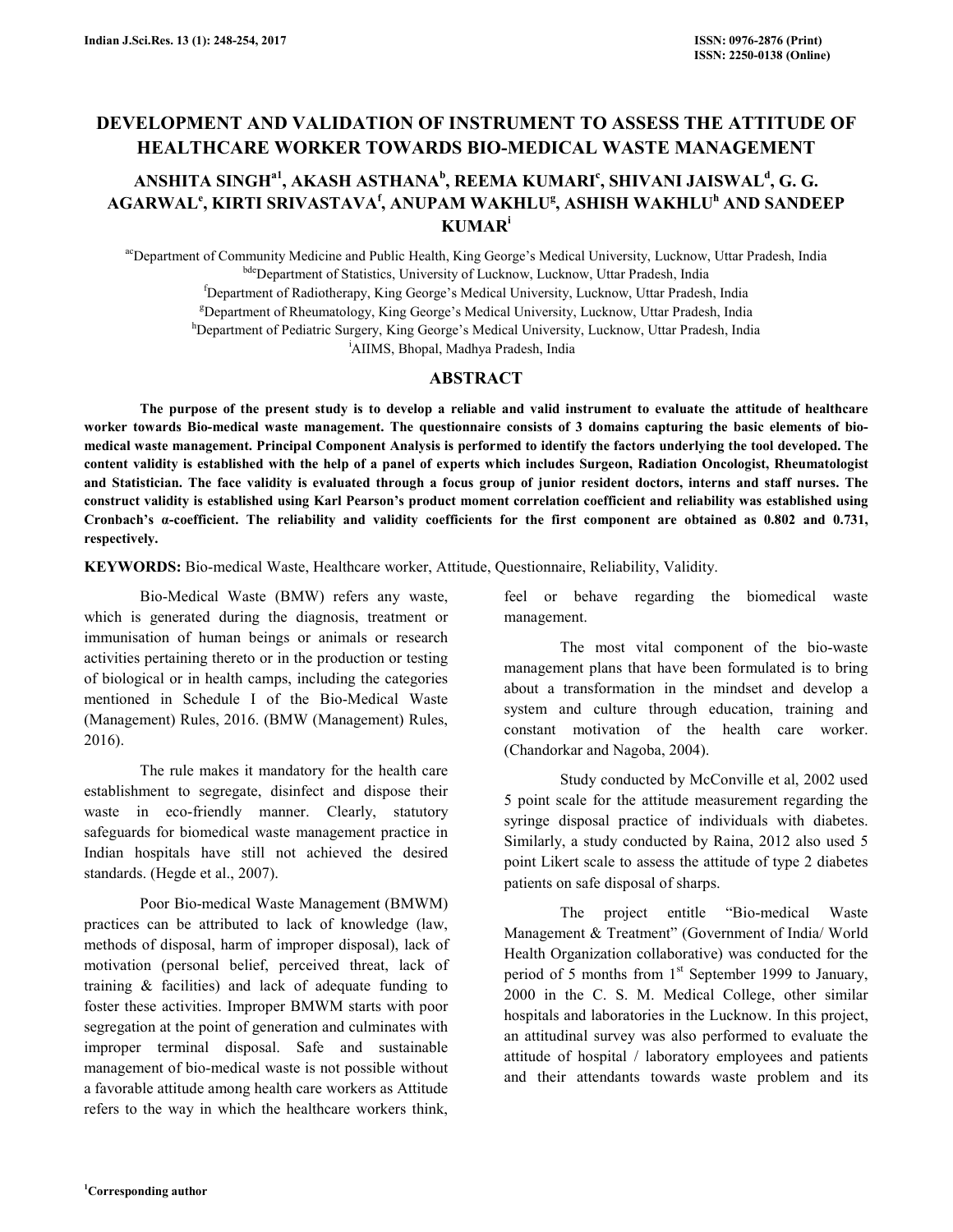# DEVELOPMENT AND VALIDATION OF INSTRUMENT TO ASSESS THE ATTITUDE OF HEALTHCARE WORKER TOWARDS BIO-MEDICAL WASTE MANAGEMENT

**ANSHITA SINGH[a1], AKASH ASTHANA[b], REEMA KUMARI[c], SHIVANI JAISWAL[d], G. G. AGARWAL[e], KIRTI SRIVASTAVA[f], ANUPAM WAKHLU[g], ASHISH WAKHLU[h] AND SANDEEP KUMAR[i]**

[ac]Department of Community Medicine and Public Health, King George's Medical University, Lucknow, Uttar Pradesh, India
[bde]Department of Statistics, University of Lucknow, Lucknow, Uttar Pradesh, India
[f]Department of Radiotherapy, King George's Medical University, Lucknow, Uttar Pradesh, India
[g]Department of Rheumatology, King George's Medical University, Lucknow, Uttar Pradesh, India
[h]Department of Pediatric Surgery, King George's Medical University, Lucknow, Uttar Pradesh, India
[i]AIIMS, Bhopal, Madhya Pradesh, India

## ABSTRACT

**The purpose of the present study is to develop a reliable and valid instrument to evaluate the attitude of healthcare worker towards Bio-medical waste management. The questionnaire consists of 3 domains capturing the basic elements of bio-medical waste management. Principal Component Analysis is performed to identify the factors underlying the tool developed. The content validity is established with the help of a panel of experts which includes Surgeon, Radiation Oncologist, Rheumatologist and Statistician. The face validity is evaluated through a focus group of junior resident doctors, interns and staff nurses. The construct validity is established using Karl Pearson's product moment correlation coefficient and reliability was established using Cronbach's α-coefficient. The reliability and validity coefficients for the first component are obtained as 0.802 and 0.731, respectively.**

**KEYWORDS:** Bio-medical Waste, Healthcare worker, Attitude, Questionnaire, Reliability, Validity.

Bio-Medical Waste (BMW) refers any waste, which is generated during the diagnosis, treatment or immunisation of human beings or animals or research activities pertaining thereto or in the production or testing of biological or in health camps, including the categories mentioned in Schedule I of the Bio-Medical Waste (Management) Rules, 2016. (BMW (Management) Rules, 2016).

The rule makes it mandatory for the health care establishment to segregate, disinfect and dispose their waste in eco-friendly manner. Clearly, statutory safeguards for biomedical waste management practice in Indian hospitals have still not achieved the desired standards. (Hegde et al., 2007).

Poor Bio-medical Waste Management (BMWM) practices can be attributed to lack of knowledge (law, methods of disposal, harm of improper disposal), lack of motivation (personal belief, perceived threat, lack of training & facilities) and lack of adequate funding to foster these activities. Improper BMWM starts with poor segregation at the point of generation and culminates with improper terminal disposal. Safe and sustainable management of bio-medical waste is not possible without a favorable attitude among health care workers as Attitude refers to the way in which the healthcare workers think, feel or behave regarding the biomedical waste management.

The most vital component of the bio-waste management plans that have been formulated is to bring about a transformation in the mindset and develop a system and culture through education, training and constant motivation of the health care worker. (Chandorkar and Nagoba, 2004).

Study conducted by McConville et al, 2002 used 5 point scale for the attitude measurement regarding the syringe disposal practice of individuals with diabetes. Similarly, a study conducted by Raina, 2012 also used 5 point Likert scale to assess the attitude of type 2 diabetes patients on safe disposal of sharps.

The project entitle "Bio-medical Waste Management & Treatment" (Government of India/ World Health Organization collaborative) was conducted for the period of 5 months from 1st September 1999 to January, 2000 in the C. S. M. Medical College, other similar hospitals and laboratories in the Lucknow. In this project, an attitudinal survey was also performed to evaluate the attitude of hospital / laboratory employees and patients and their attendants towards waste problem and its

[1]Corresponding author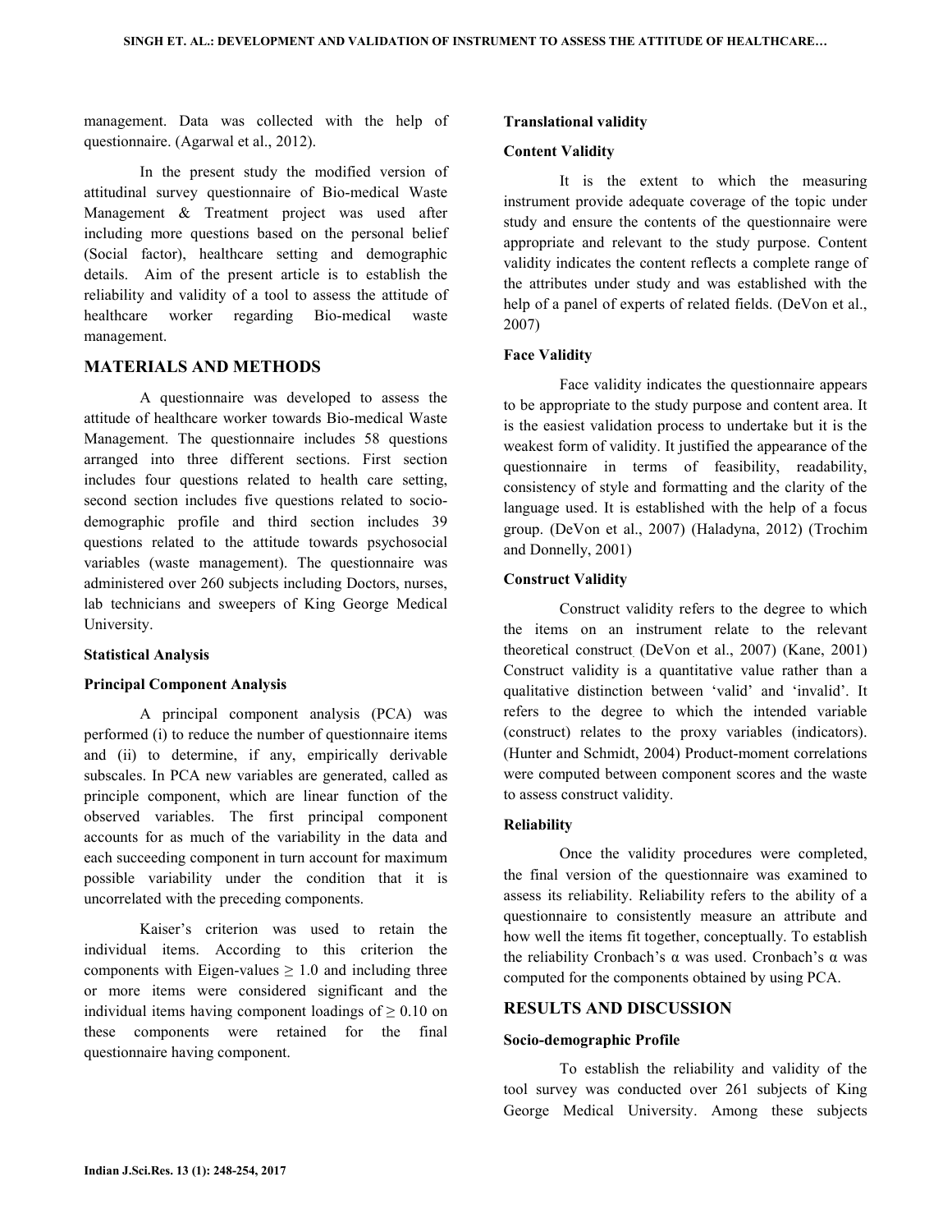management. Data was collected with the help of questionnaire. (Agarwal et al., 2012).

In the present study the modified version of attitudinal survey questionnaire of Bio-medical Waste Management & Treatment project was used after including more questions based on the personal belief (Social factor), healthcare setting and demographic details. Aim of the present article is to establish the reliability and validity of a tool to assess the attitude of healthcare worker regarding Bio-medical waste management.

## MATERIALS AND METHODS

A questionnaire was developed to assess the attitude of healthcare worker towards Bio-medical Waste Management. The questionnaire includes 58 questions arranged into three different sections. First section includes four questions related to health care setting, second section includes five questions related to socio-demographic profile and third section includes 39 questions related to the attitude towards psychosocial variables (waste management). The questionnaire was administered over 260 subjects including Doctors, nurses, lab technicians and sweepers of King George Medical University.

### Statistical Analysis

### Principal Component Analysis

A principal component analysis (PCA) was performed (i) to reduce the number of questionnaire items and (ii) to determine, if any, empirically derivable subscales. In PCA new variables are generated, called as principle component, which are linear function of the observed variables. The first principal component accounts for as much of the variability in the data and each succeeding component in turn account for maximum possible variability under the condition that it is uncorrelated with the preceding components.

Kaiser's criterion was used to retain the individual items. According to this criterion the components with Eigen-values $\geq 1.0$ and including three or more items were considered significant and the individual items having component loadings of $\geq 0.10$ on these components were retained for the final questionnaire having component.

### Translational validity

### Content Validity

It is the extent to which the measuring instrument provide adequate coverage of the topic under study and ensure the contents of the questionnaire were appropriate and relevant to the study purpose. Content validity indicates the content reflects a complete range of the attributes under study and was established with the help of a panel of experts of related fields. (DeVon et al., 2007)

### Face Validity

Face validity indicates the questionnaire appears to be appropriate to the study purpose and content area. It is the easiest validation process to undertake but it is the weakest form of validity. It justified the appearance of the questionnaire in terms of feasibility, readability, consistency of style and formatting and the clarity of the language used. It is established with the help of a focus group. (DeVon et al., 2007) (Haladyna, 2012) (Trochim and Donnelly, 2001)

### Construct Validity

Construct validity refers to the degree to which the items on an instrument relate to the relevant theoretical construct. (DeVon et al., 2007) (Kane, 2001) Construct validity is a quantitative value rather than a qualitative distinction between 'valid' and 'invalid'. It refers to the degree to which the intended variable (construct) relates to the proxy variables (indicators). (Hunter and Schmidt, 2004) Product-moment correlations were computed between component scores and the waste to assess construct validity.

### Reliability

Once the validity procedures were completed, the final version of the questionnaire was examined to assess its reliability. Reliability refers to the ability of a questionnaire to consistently measure an attribute and how well the items fit together, conceptually. To establish the reliability Cronbach's $\alpha$ was used. Cronbach's $\alpha$ was computed for the components obtained by using PCA.

## RESULTS AND DISCUSSION

### Socio-demographic Profile

To establish the reliability and validity of the tool survey was conducted over 261 subjects of King George Medical University. Among these subjects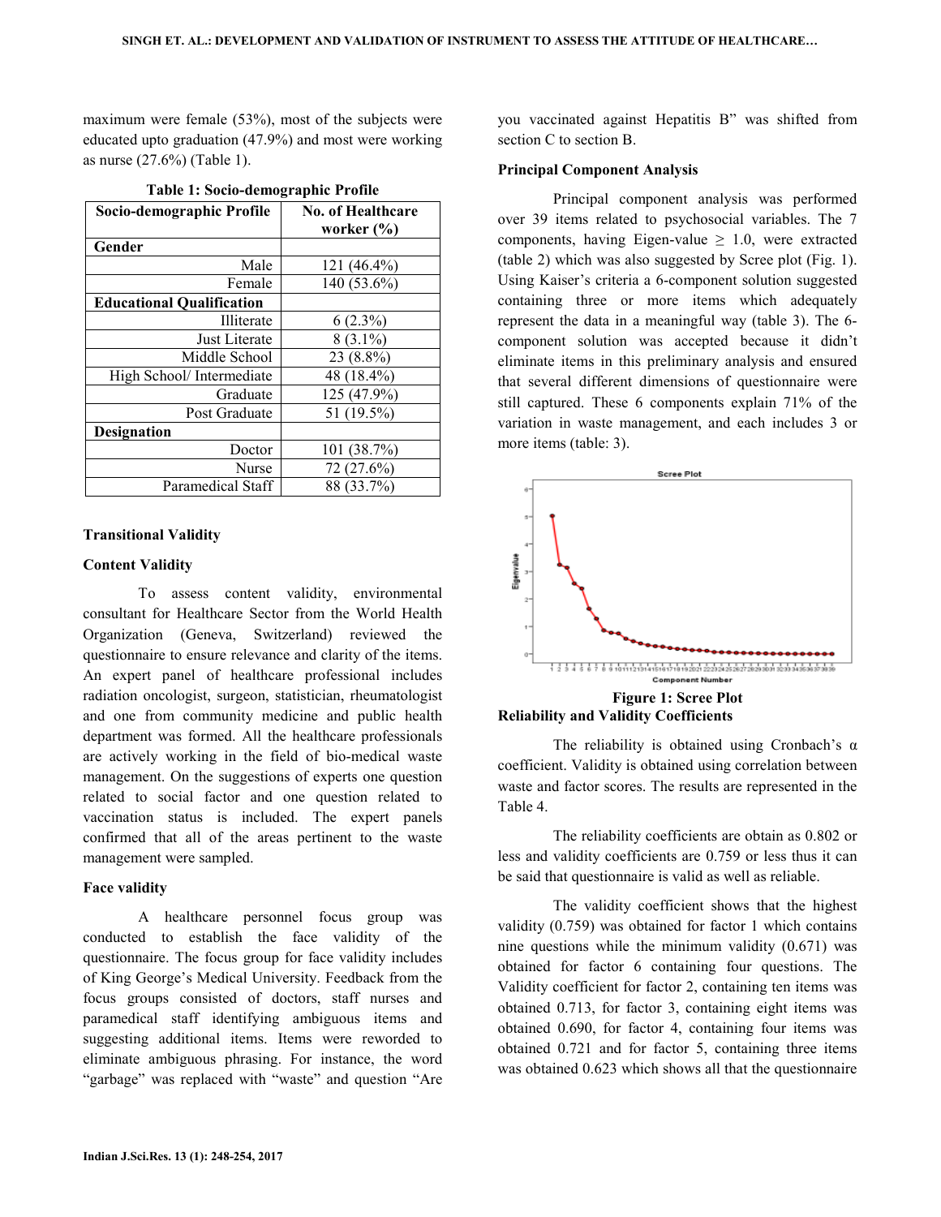maximum were female (53%), most of the subjects were educated upto graduation (47.9%) and most were working as nurse (27.6%) (Table 1).

**Table 1: Socio-demographic Profile**

| Socio-demographic Profile | No. of Healthcare worker (%) |
|---|---|
| **Gender** | |
| Male | 121 (46.4%) |
| Female | 140 (53.6%) |
| **Educational Qualification** | |
| Illiterate | 6 (2.3%) |
| Just Literate | 8 (3.1%) |
| Middle School | 23 (8.8%) |
| High School/ Intermediate | 48 (18.4%) |
| Graduate | 125 (47.9%) |
| Post Graduate | 51 (19.5%) |
| **Designation** | |
| Doctor | 101 (38.7%) |
| Nurse | 72 (27.6%) |
| Paramedical Staff | 88 (33.7%) |

### Transitional Validity

### Content Validity

To assess content validity, environmental consultant for Healthcare Sector from the World Health Organization (Geneva, Switzerland) reviewed the questionnaire to ensure relevance and clarity of the items. An expert panel of healthcare professional includes radiation oncologist, surgeon, statistician, rheumatologist and one from community medicine and public health department was formed. All the healthcare professionals are actively working in the field of bio-medical waste management. On the suggestions of experts one question related to social factor and one question related to vaccination status is included. The expert panels confirmed that all of the areas pertinent to the waste management were sampled.

### Face validity

A healthcare personnel focus group was conducted to establish the face validity of the questionnaire. The focus group for face validity includes of King George's Medical University. Feedback from the focus groups consisted of doctors, staff nurses and paramedical staff identifying ambiguous items and suggesting additional items. Items were reworded to eliminate ambiguous phrasing. For instance, the word "garbage" was replaced with "waste" and question "Are you vaccinated against Hepatitis B" was shifted from section C to section B.

### Principal Component Analysis

Principal component analysis was performed over 39 items related to psychosocial variables. The 7 components, having Eigen-value $\geq$ 1.0, were extracted (table 2) which was also suggested by Scree plot (Fig. 1). Using Kaiser's criteria a 6-component solution suggested containing three or more items which adequately represent the data in a meaningful way (table 3). The 6-component solution was accepted because it didn't eliminate items in this preliminary analysis and ensured that several different dimensions of questionnaire were still captured. These 6 components explain 71% of the variation in waste management, and each includes 3 or more items (table: 3).

Scree Plot

Eigenvalue

Component Number

**Figure 1: Scree Plot**

### Reliability and Validity Coefficients

The reliability is obtained using Cronbach's α coefficient. Validity is obtained using correlation between waste and factor scores. The results are represented in the Table 4.

The reliability coefficients are obtain as 0.802 or less and validity coefficients are 0.759 or less thus it can be said that questionnaire is valid as well as reliable.

The validity coefficient shows that the highest validity (0.759) was obtained for factor 1 which contains nine questions while the minimum validity (0.671) was obtained for factor 6 containing four questions. The Validity coefficient for factor 2, containing ten items was obtained 0.713, for factor 3, containing eight items was obtained 0.690, for factor 4, containing four items was obtained 0.721 and for factor 5, containing three items was obtained 0.623 which shows all that the questionnaire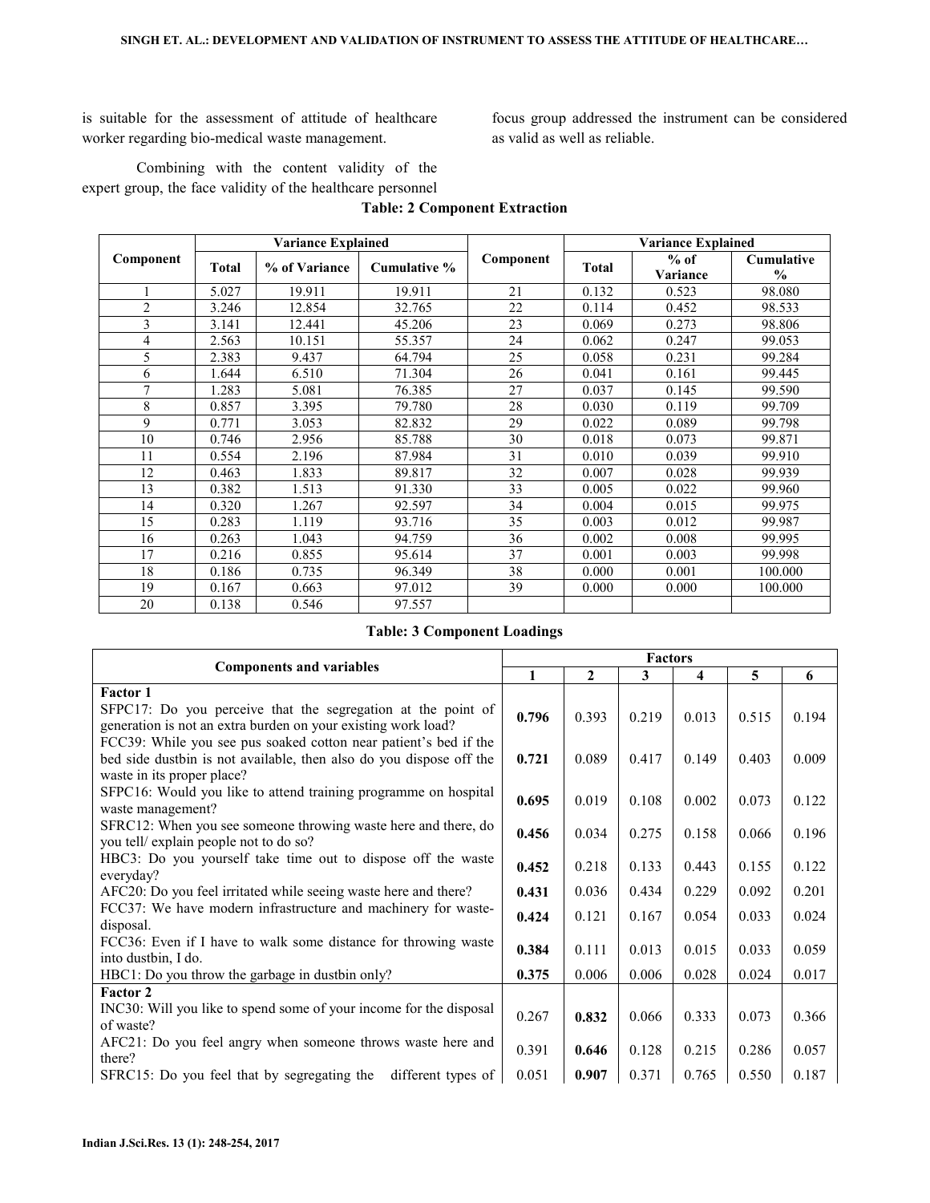is suitable for the assessment of attitude of healthcare worker regarding bio-medical waste management.

Combining with the content validity of the expert group, the face validity of the healthcare personnel focus group addressed the instrument can be considered as valid as well as reliable.

**Table: 2 Component Extraction**

| Component | Variance Explained | | | Component | Variance Explained | | |
|---|---|---|---|---|---|---|---|
| | Total | % of Variance | Cumulative % | | Total | % of Variance | Cumulative % |
| 1 | 5.027 | 19.911 | 19.911 | 21 | 0.132 | 0.523 | 98.080 |
| 2 | 3.246 | 12.854 | 32.765 | 22 | 0.114 | 0.452 | 98.533 |
| 3 | 3.141 | 12.441 | 45.206 | 23 | 0.069 | 0.273 | 98.806 |
| 4 | 2.563 | 10.151 | 55.357 | 24 | 0.062 | 0.247 | 99.053 |
| 5 | 2.383 | 9.437 | 64.794 | 25 | 0.058 | 0.231 | 99.284 |
| 6 | 1.644 | 6.510 | 71.304 | 26 | 0.041 | 0.161 | 99.445 |
| 7 | 1.283 | 5.081 | 76.385 | 27 | 0.037 | 0.145 | 99.590 |
| 8 | 0.857 | 3.395 | 79.780 | 28 | 0.030 | 0.119 | 99.709 |
| 9 | 0.771 | 3.053 | 82.832 | 29 | 0.022 | 0.089 | 99.798 |
| 10 | 0.746 | 2.956 | 85.788 | 30 | 0.018 | 0.073 | 99.871 |
| 11 | 0.554 | 2.196 | 87.984 | 31 | 0.010 | 0.039 | 99.910 |
| 12 | 0.463 | 1.833 | 89.817 | 32 | 0.007 | 0.028 | 99.939 |
| 13 | 0.382 | 1.513 | 91.330 | 33 | 0.005 | 0.022 | 99.960 |
| 14 | 0.320 | 1.267 | 92.597 | 34 | 0.004 | 0.015 | 99.975 |
| 15 | 0.283 | 1.119 | 93.716 | 35 | 0.003 | 0.012 | 99.987 |
| 16 | 0.263 | 1.043 | 94.759 | 36 | 0.002 | 0.008 | 99.995 |
| 17 | 0.216 | 0.855 | 95.614 | 37 | 0.001 | 0.003 | 99.998 |
| 18 | 0.186 | 0.735 | 96.349 | 38 | 0.000 | 0.001 | 100.000 |
| 19 | 0.167 | 0.663 | 97.012 | 39 | 0.000 | 0.000 | 100.000 |
| 20 | 0.138 | 0.546 | 97.557 | | | | |

**Table: 3 Component Loadings**

| Components and variables | Factors | | | | | |
|---|---|---|---|---|---|---|
| | 1 | 2 | 3 | 4 | 5 | 6 |
| **Factor 1** | | | | | | |
| SFPC17: Do you perceive that the segregation at the point of generation is not an extra burden on your existing work load? | **0.796** | 0.393 | 0.219 | 0.013 | 0.515 | 0.194 |
| FCC39: While you see pus soaked cotton near patient's bed if the bed side dustbin is not available, then also do you dispose off the waste in its proper place? | **0.721** | 0.089 | 0.417 | 0.149 | 0.403 | 0.009 |
| SFPC16: Would you like to attend training programme on hospital waste management? | **0.695** | 0.019 | 0.108 | 0.002 | 0.073 | 0.122 |
| SFRC12: When you see someone throwing waste here and there, do you tell/ explain people not to do so? | **0.456** | 0.034 | 0.275 | 0.158 | 0.066 | 0.196 |
| HBC3: Do you yourself take time out to dispose off the waste everyday? | **0.452** | 0.218 | 0.133 | 0.443 | 0.155 | 0.122 |
| AFC20: Do you feel irritated while seeing waste here and there? | **0.431** | 0.036 | 0.434 | 0.229 | 0.092 | 0.201 |
| FCC37: We have modern infrastructure and machinery for waste-disposal. | **0.424** | 0.121 | 0.167 | 0.054 | 0.033 | 0.024 |
| FCC36: Even if I have to walk some distance for throwing waste into dustbin, I do. | **0.384** | 0.111 | 0.013 | 0.015 | 0.033 | 0.059 |
| HBC1: Do you throw the garbage in dustbin only? | **0.375** | 0.006 | 0.006 | 0.028 | 0.024 | 0.017 |
| **Factor 2** | | | | | | |
| INC30: Will you like to spend some of your income for the disposal of waste? | 0.267 | **0.832** | 0.066 | 0.333 | 0.073 | 0.366 |
| AFC21: Do you feel angry when someone throws waste here and there? | 0.391 | **0.646** | 0.128 | 0.215 | 0.286 | 0.057 |
| SFRC15: Do you feel that by segregating the different types of | 0.051 | **0.907** | 0.371 | 0.765 | 0.550 | 0.187 |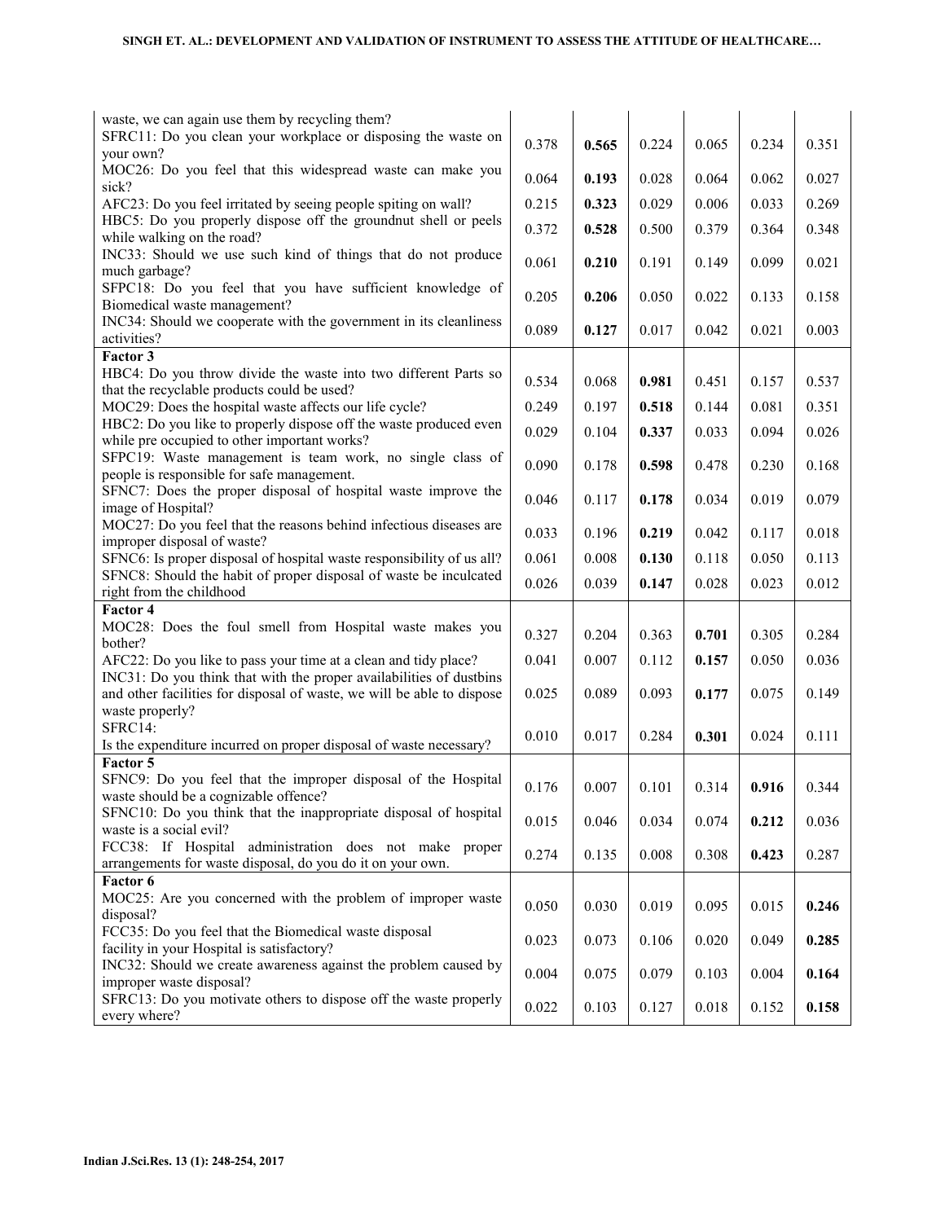| | | | | | | |
|---|---|---|---|---|---|---|
| waste, we can again use them by recycling them? | | | | | | |
| SFRC11: Do you clean your workplace or disposing the waste on your own? | 0.378 | **0.565** | 0.224 | 0.065 | 0.234 | 0.351 |
| MOC26: Do you feel that this widespread waste can make you sick? | 0.064 | **0.193** | 0.028 | 0.064 | 0.062 | 0.027 |
| AFC23: Do you feel irritated by seeing people spiting on wall? | 0.215 | **0.323** | 0.029 | 0.006 | 0.033 | 0.269 |
| HBC5: Do you properly dispose off the groundnut shell or peels while walking on the road? | 0.372 | **0.528** | 0.500 | 0.379 | 0.364 | 0.348 |
| INC33: Should we use such kind of things that do not produce much garbage? | 0.061 | **0.210** | 0.191 | 0.149 | 0.099 | 0.021 |
| SFPC18: Do you feel that you have sufficient knowledge of Biomedical waste management? | 0.205 | **0.206** | 0.050 | 0.022 | 0.133 | 0.158 |
| INC34: Should we cooperate with the government in its cleanliness activities? | 0.089 | **0.127** | 0.017 | 0.042 | 0.021 | 0.003 |
| **Factor 3** | | | | | | |
| HBC4: Do you throw divide the waste into two different Parts so that the recyclable products could be used? | 0.534 | 0.068 | **0.981** | 0.451 | 0.157 | 0.537 |
| MOC29: Does the hospital waste affects our life cycle? | 0.249 | 0.197 | **0.518** | 0.144 | 0.081 | 0.351 |
| HBC2: Do you like to properly dispose off the waste produced even while pre occupied to other important works? | 0.029 | 0.104 | **0.337** | 0.033 | 0.094 | 0.026 |
| SFPC19: Waste management is team work, no single class of people is responsible for safe management. | 0.090 | 0.178 | **0.598** | 0.478 | 0.230 | 0.168 |
| SFNC7: Does the proper disposal of hospital waste improve the image of Hospital? | 0.046 | 0.117 | **0.178** | 0.034 | 0.019 | 0.079 |
| MOC27: Do you feel that the reasons behind infectious diseases are improper disposal of waste? | 0.033 | 0.196 | **0.219** | 0.042 | 0.117 | 0.018 |
| SFNC6: Is proper disposal of hospital waste responsibility of us all? | 0.061 | 0.008 | **0.130** | 0.118 | 0.050 | 0.113 |
| SFNC8: Should the habit of proper disposal of waste be inculcated right from the childhood | 0.026 | 0.039 | **0.147** | 0.028 | 0.023 | 0.012 |
| **Factor 4** | | | | | | |
| MOC28: Does the foul smell from Hospital waste makes you bother? | 0.327 | 0.204 | 0.363 | **0.701** | 0.305 | 0.284 |
| AFC22: Do you like to pass your time at a clean and tidy place? | 0.041 | 0.007 | 0.112 | **0.157** | 0.050 | 0.036 |
| INC31: Do you think that with the proper availabilities of dustbins and other facilities for disposal of waste, we will be able to dispose waste properly? | 0.025 | 0.089 | 0.093 | **0.177** | 0.075 | 0.149 |
| SFRC14: Is the expenditure incurred on proper disposal of waste necessary? | 0.010 | 0.017 | 0.284 | **0.301** | 0.024 | 0.111 |
| **Factor 5** | | | | | | |
| SFNC9: Do you feel that the improper disposal of the Hospital waste should be a cognizable offence? | 0.176 | 0.007 | 0.101 | 0.314 | **0.916** | 0.344 |
| SFNC10: Do you think that the inappropriate disposal of hospital waste is a social evil? | 0.015 | 0.046 | 0.034 | 0.074 | **0.212** | 0.036 |
| FCC38: If Hospital administration does not make proper arrangements for waste disposal, do you do it on your own. | 0.274 | 0.135 | 0.008 | 0.308 | **0.423** | 0.287 |
| **Factor 6** | | | | | | |
| MOC25: Are you concerned with the problem of improper waste disposal? | 0.050 | 0.030 | 0.019 | 0.095 | 0.015 | **0.246** |
| FCC35: Do you feel that the Biomedical waste disposal facility in your Hospital is satisfactory? | 0.023 | 0.073 | 0.106 | 0.020 | 0.049 | **0.285** |
| INC32: Should we create awareness against the problem caused by improper waste disposal? | 0.004 | 0.075 | 0.079 | 0.103 | 0.004 | **0.164** |
| SFRC13: Do you motivate others to dispose off the waste properly every where? | 0.022 | 0.103 | 0.127 | 0.018 | 0.152 | **0.158** |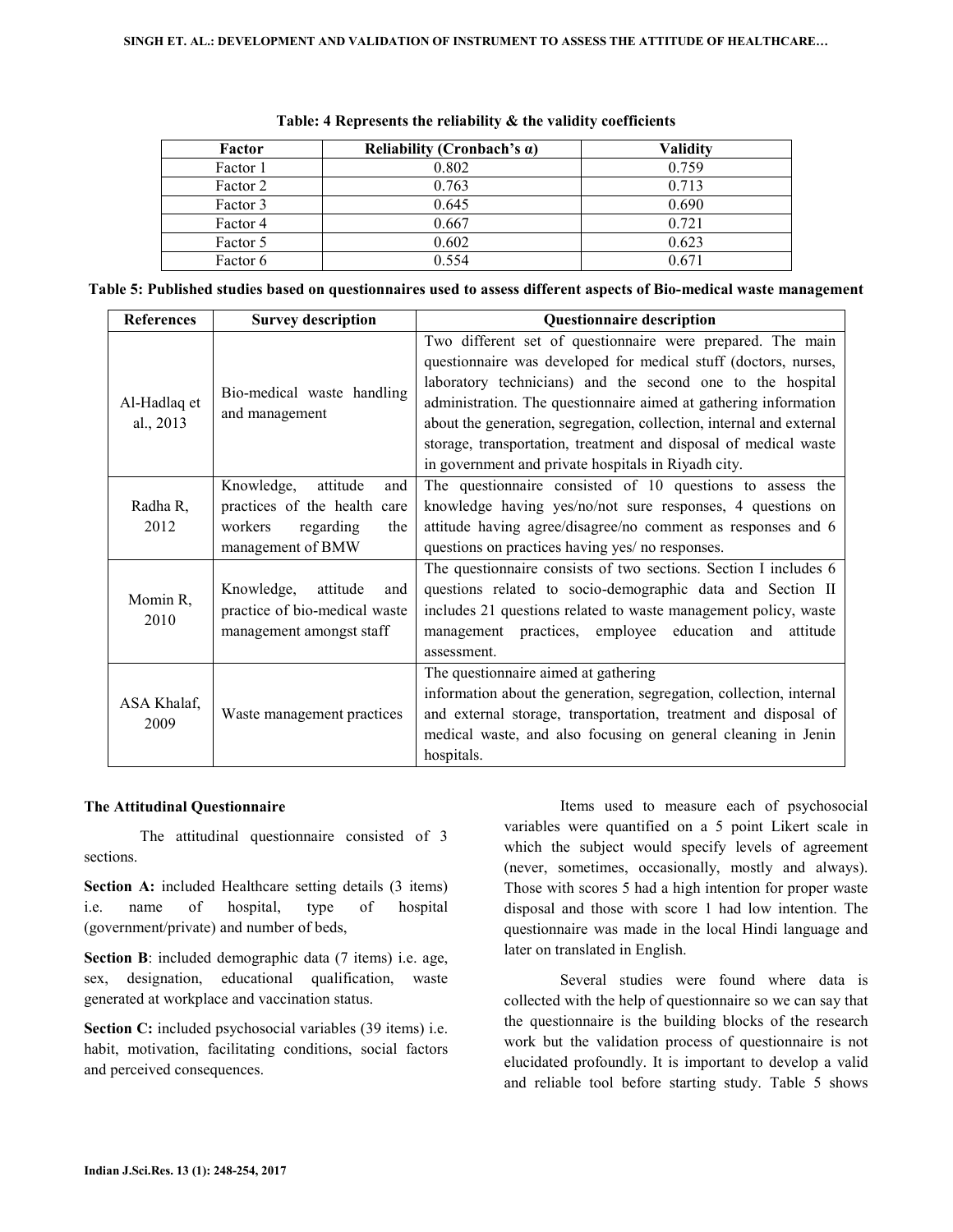**Table: 4 Represents the reliability & the validity coefficients**

| Factor | Reliability (Cronbach's α) | Validity |
|---|---|---|
| Factor 1 | 0.802 | 0.759 |
| Factor 2 | 0.763 | 0.713 |
| Factor 3 | 0.645 | 0.690 |
| Factor 4 | 0.667 | 0.721 |
| Factor 5 | 0.602 | 0.623 |
| Factor 6 | 0.554 | 0.671 |

**Table 5: Published studies based on questionnaires used to assess different aspects of Bio-medical waste management**

| References | Survey description | Questionnaire description |
|---|---|---|
| Al-Hadlaq et al., 2013 | Bio-medical waste handling and management | Two different set of questionnaire were prepared. The main questionnaire was developed for medical stuff (doctors, nurses, laboratory technicians) and the second one to the hospital administration. The questionnaire aimed at gathering information about the generation, segregation, collection, internal and external storage, transportation, treatment and disposal of medical waste in government and private hospitals in Riyadh city. |
| Radha R, 2012 | Knowledge, attitude and practices of the health care workers regarding the management of BMW | The questionnaire consisted of 10 questions to assess the knowledge having yes/no/not sure responses, 4 questions on attitude having agree/disagree/no comment as responses and 6 questions on practices having yes/ no responses. |
| Momin R, 2010 | Knowledge, attitude and practice of bio-medical waste management amongst staff | The questionnaire consists of two sections. Section I includes 6 questions related to socio-demographic data and Section II includes 21 questions related to waste management policy, waste management practices, employee education and attitude assessment. |
| ASA Khalaf, 2009 | Waste management practices | The questionnaire aimed at gathering information about the generation, segregation, collection, internal and external storage, transportation, treatment and disposal of medical waste, and also focusing on general cleaning in Jenin hospitals. |

**The Attitudinal Questionnaire**

The attitudinal questionnaire consisted of 3 sections.

**Section A:** included Healthcare setting details (3 items) i.e. name of hospital, type of hospital (government/private) and number of beds,

**Section B**: included demographic data (7 items) i.e. age, sex, designation, educational qualification, waste generated at workplace and vaccination status.

**Section C:** included psychosocial variables (39 items) i.e. habit, motivation, facilitating conditions, social factors and perceived consequences.

Items used to measure each of psychosocial variables were quantified on a 5 point Likert scale in which the subject would specify levels of agreement (never, sometimes, occasionally, mostly and always). Those with scores 5 had a high intention for proper waste disposal and those with score 1 had low intention. The questionnaire was made in the local Hindi language and later on translated in English.

Several studies were found where data is collected with the help of questionnaire so we can say that the questionnaire is the building blocks of the research work but the validation process of questionnaire is not elucidated profoundly. It is important to develop a valid and reliable tool before starting study. Table 5 shows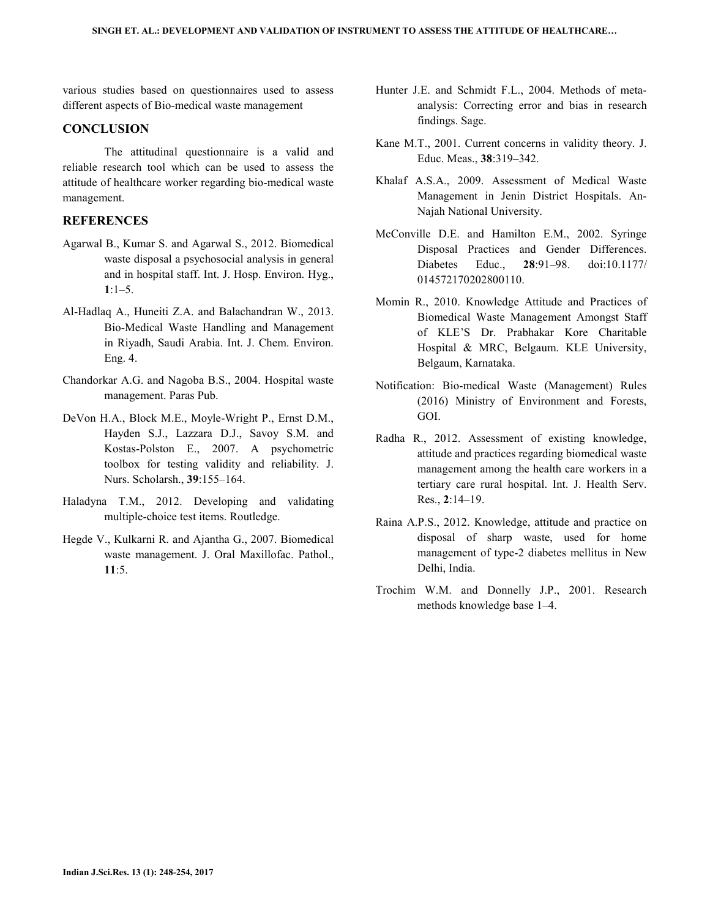various studies based on questionnaires used to assess different aspects of Bio-medical waste management

## CONCLUSION

The attitudinal questionnaire is a valid and reliable research tool which can be used to assess the attitude of healthcare worker regarding bio-medical waste management.

## REFERENCES

Agarwal B., Kumar S. and Agarwal S., 2012. Biomedical waste disposal a psychosocial analysis in general and in hospital staff. Int. J. Hosp. Environ. Hyg., **1**:1–5.

Al-Hadlaq A., Huneiti Z.A. and Balachandran W., 2013. Bio-Medical Waste Handling and Management in Riyadh, Saudi Arabia. Int. J. Chem. Environ. Eng. 4.

Chandorkar A.G. and Nagoba B.S., 2004. Hospital waste management. Paras Pub.

DeVon H.A., Block M.E., Moyle-Wright P., Ernst D.M., Hayden S.J., Lazzara D.J., Savoy S.M. and Kostas-Polston E., 2007. A psychometric toolbox for testing validity and reliability. J. Nurs. Scholarsh., **39**:155–164.

Haladyna T.M., 2012. Developing and validating multiple-choice test items. Routledge.

Hegde V., Kulkarni R. and Ajantha G., 2007. Biomedical waste management. J. Oral Maxillofac. Pathol., **11**:5.

Hunter J.E. and Schmidt F.L., 2004. Methods of meta-analysis: Correcting error and bias in research findings. Sage.

Kane M.T., 2001. Current concerns in validity theory. J. Educ. Meas., **38**:319–342.

Khalaf A.S.A., 2009. Assessment of Medical Waste Management in Jenin District Hospitals. An-Najah National University.

McConville D.E. and Hamilton E.M., 2002. Syringe Disposal Practices and Gender Differences. Diabetes Educ., **28**:91–98. doi:10.1177/014572170202800110.

Momin R., 2010. Knowledge Attitude and Practices of Biomedical Waste Management Amongst Staff of KLE'S Dr. Prabhakar Kore Charitable Hospital & MRC, Belgaum. KLE University, Belgaum, Karnataka.

Notification: Bio-medical Waste (Management) Rules (2016) Ministry of Environment and Forests, GOI.

Radha R., 2012. Assessment of existing knowledge, attitude and practices regarding biomedical waste management among the health care workers in a tertiary care rural hospital. Int. J. Health Serv. Res., **2**:14–19.

Raina A.P.S., 2012. Knowledge, attitude and practice on disposal of sharp waste, used for home management of type-2 diabetes mellitus in New Delhi, India.

Trochim W.M. and Donnelly J.P., 2001. Research methods knowledge base 1–4.